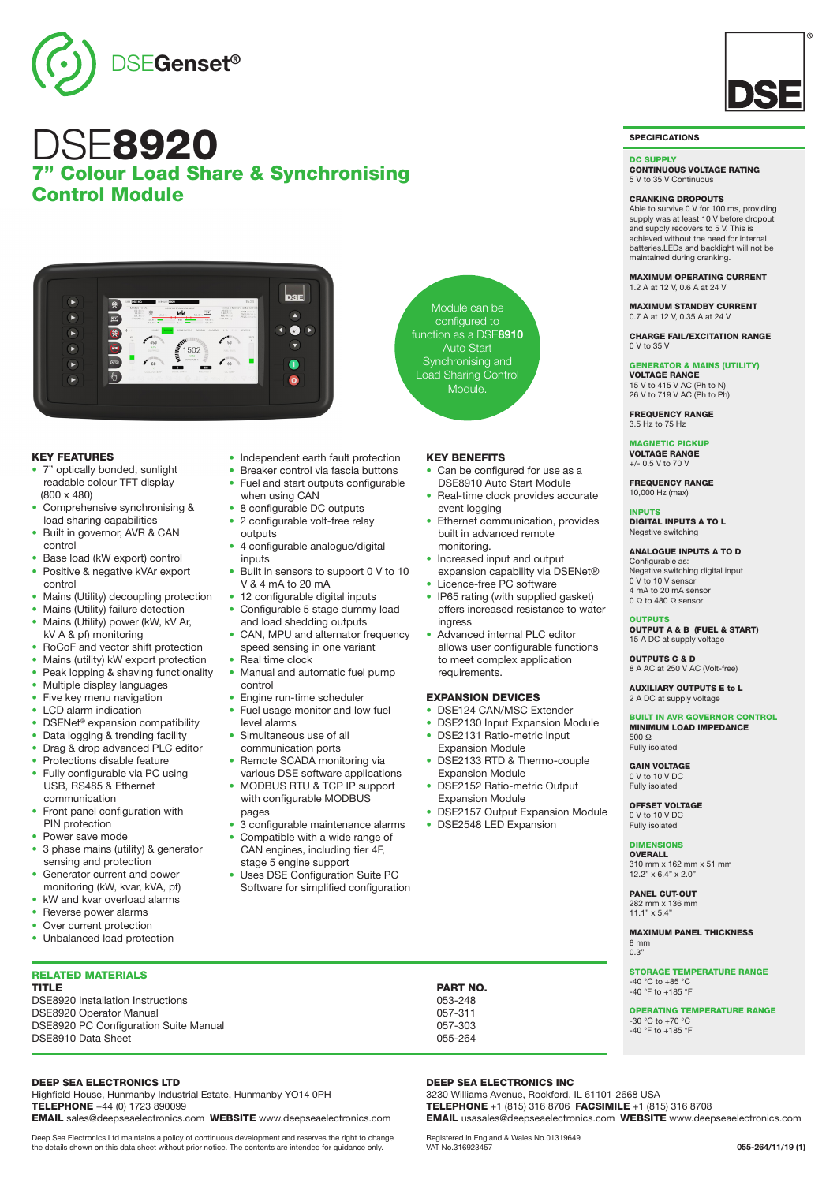DSEGenset®

# DSE8920

## 7" Colour Load Share & Synchronising Control Module

Module can be configured to function as a DSE**8910** Auto Start Synchronising and Load Sharing Control Module.

### KEY FEATURES

- 7" optically bonded, sunlight readable colour TFT display (800 x 480)
- Comprehensive synchronising & load sharing capabilities
- Built in governor, AVR & CAN control
- Base load (kW export) control
- Positive & negative kVAr export control
- Mains (Utility) decoupling protection
- Mains (Utility) failure detection
- Mains (Utility) power (kW, kV Ar, kV A & pf) monitoring
- RoCoF and vector shift protection
- Mains (utility) kW export protection
- Peak lopping & shaving functionality
- Multiple display languages
- Five key menu navigation
- LCD alarm indication
- DSENet® expansion compatibility
- Data logging & trending facility
- Drag & drop advanced PLC editor
- Protections disable feature
- Fully configurable via PC using USB, RS485 & Ethernet communication
- Front panel configuration with PIN protection
- Power save mode
- 3 phase mains (utility) & generator sensing and protection
- Generator current and power monitoring (kW, kvar, kVA, pf)
- kW and kvar overload alarms
- Reverse power alarms
- Over current protection
- Unbalanced load protection
- Independent earth fault protection
- Breaker control via fascia buttons
- Fuel and start outputs configurable when using CAN
- 8 configurable DC outputs
- 2 configurable volt-free relay outputs
- 4 configurable analogue/digital inputs
- Built in sensors to support 0 V to 10 V & 4 mA to 20 mA
- 12 configurable digital inputs
- Configurable 5 stage dummy load and load shedding outputs
- CAN, MPU and alternator frequency speed sensing in one variant
- Real time clock
- Manual and automatic fuel pump control
- Engine run-time scheduler
- Fuel usage monitor and low fuel level alarms
- Simultaneous use of all communication ports
- Remote SCADA monitoring via various DSE software applications
- MODBUS RTU & TCP IP support with configurable MODBUS pages
- 3 configurable maintenance alarms
- Compatible with a wide range of CAN engines, including tier 4F, stage 5 engine support
- Uses DSE Configuration Suite PC Software for simplified configuration

### KEY BENEFITS

- Can be configured for use as a DSE8910 Auto Start Module
- Real-time clock provides accurate event logging
- Ethernet communication, provides built in advanced remote monitoring.
- Increased input and output expansion capability via DSENet®
- Licence-free PC software
- IP65 rating (with supplied gasket) offers increased resistance to water ingress
- Advanced internal PLC editor allows user configurable functions to meet complex application requirements.

### EXPANSION DEVICES

- DSE124 CAN/MSC Extender
- DSE2130 Input Expansion Module
- DSE2131 Ratio-metric Input Expansion Module
- DSE2133 RTD & Thermo-couple Expansion Module
- DSE2152 Ratio-metric Output Expansion Module
- DSE2157 Output Expansion Module
- DSE2548 LED Expansion

### RELATED MATERIALS

| TITLE | PART NO. |
|---|---|
| DSE8920 Installation Instructions | 053-248 |
| DSE8920 Operator Manual | 057-311 |
| DSE8920 PC Configuration Suite Manual | 057-303 |
| DSE8910 Data Sheet | 055-264 |

### SPECIFICATIONS

#### DC SUPPLY

**CONTINUOUS VOLTAGE RATING**
5 V to 35 V Continuous

**CRANKING DROPOUTS**
Able to survive 0 V for 100 ms, providing supply was at least 10 V before dropout and supply recovers to 5 V. This is achieved without the need for internal batteries.LEDs and backlight will not be maintained during cranking.

**MAXIMUM OPERATING CURRENT**
1.2 A at 12 V, 0.6 A at 24 V

**MAXIMUM STANDBY CURRENT**
0.7 A at 12 V, 0.35 A at 24 V

**CHARGE FAIL/EXCITATION RANGE**
0 V to 35 V

#### GENERATOR & MAINS (UTILITY)

**VOLTAGE RANGE**
15 V to 415 V AC (Ph to N)
26 V to 719 V AC (Ph to Ph)

**FREQUENCY RANGE**
3.5 Hz to 75 Hz

#### MAGNETIC PICKUP

**VOLTAGE RANGE**
+/- 0.5 V to 70 V

**FREQUENCY RANGE**
10,000 Hz (max)

#### INPUTS

**DIGITAL INPUTS A TO L**
Negative switching

**ANALOGUE INPUTS A TO D**
Configurable as:
Negative switching digital input
0 V to 10 V sensor
4 mA to 20 mA sensor
0 Ω to 480 Ω sensor

#### OUTPUTS

**OUTPUT A & B (FUEL & START)**
15 A DC at supply voltage

**OUTPUTS C & D**
8 A AC at 250 V AC (Volt-free)

**AUXILIARY OUTPUTS E to L**
2 A DC at supply voltage

#### BUILT IN AVR GOVERNOR CONTROL

**MINIMUM LOAD IMPEDANCE**
500 Ω
Fully isolated

**GAIN VOLTAGE**
0 V to 10 V DC
Fully isolated

**OFFSET VOLTAGE**
0 V to 10 V DC
Fully isolated

#### DIMENSIONS

**OVERALL**
310 mm x 162 mm x 51 mm
12.2" x 6.4" x 2.0"

**PANEL CUT-OUT**
282 mm x 136 mm
11.1" x 5.4"

**MAXIMUM PANEL THICKNESS**
8 mm
0.3"

#### STORAGE TEMPERATURE RANGE

-40 °C to +85 °C
-40 °F to +185 °F

#### OPERATING TEMPERATURE RANGE

-30 °C to +70 °C
-40 °F to +185 °F

---

**DEEP SEA ELECTRONICS LTD**
Highfield House, Hunmanby Industrial Estate, Hunmanby YO14 0PH
**TELEPHONE** +44 (0) 1723 890099
**EMAIL** sales@deepseaelectronics.com **WEBSITE** www.deepseaelectronics.com

**DEEP SEA ELECTRONICS INC**
3230 Williams Avenue, Rockford, IL 61101-2668 USA
**TELEPHONE** +1 (815) 316 8706 **FACSIMILE** +1 (815) 316 8708
**EMAIL** usasales@deepseaelectronics.com **WEBSITE** www.deepseaelectronics.com

Deep Sea Electronics Ltd maintains a policy of continuous development and reserves the right to change the details shown on this data sheet without prior notice. The contents are intended for guidance only.

Registered in England & Wales No.01319649
VAT No.316923457

**055-264/11/19 (1)**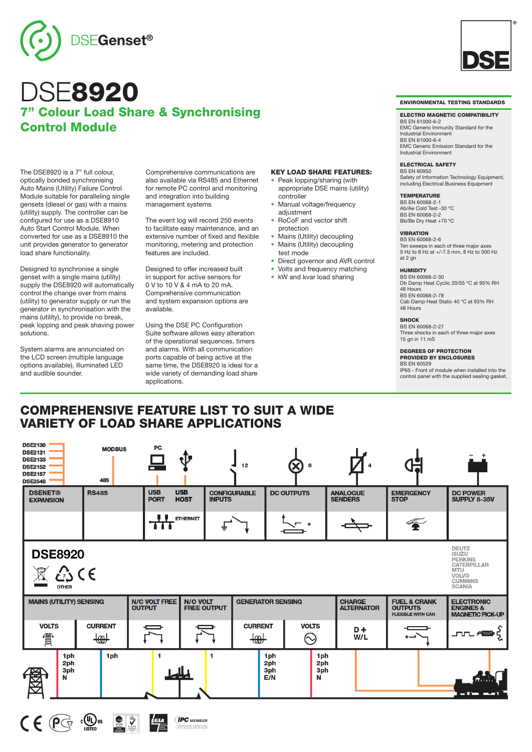# DSE8920

## 7" Colour Load Share & Synchronising Control Module

The DSE8920 is a 7" full colour, optically bonded synchronising Auto Mains (Utility) Failure Control Module suitable for paralleling single gensets (diesel or gas) with a mains (utility) supply. The controller can be configured for use as a DSE8910 Auto Start Control Module. When converted for use as a DSE8910 the unit provides generator to generator load share functionality.

Designed to synchronise a single genset with a single mains (utility) supply the DSE8920 will automatically control the change over from mains (utility) to generator supply or run the generator in synchronisation with the mains (utility), to provide no break, peak lopping and peak shaving power solutions.

System alarms are annunciated on the LCD screen (multiple language options available), illuminated LED and audible sounder.

Comprehensive communications are also available via RS485 and Ethernet for remote PC control and monitoring and integration into building management systems

The event log will record 250 events to facilitate easy maintenance, and an extensive number of fixed and flexible monitoring, metering and protection features are included.

Designed to offer increased built in support for active sensors for 0 V to 10 V & 4 mA to 20 mA. Comprehensive communication and system expansion options are available.

Using the DSE PC Configuration Suite software allows easy alteration of the operational sequences, timers and alarms. With all communication ports capable of being active at the same time, the DSE8920 is ideal for a wide variety of demanding load share applications.

### KEY LOAD SHARE FEATURES:

- Peak lopping/sharing (with appropriate DSE mains (utility) controller
- Manual voltage/frequency adjustment
- RoCoF and vector shift protection
- Mains (Utility) decoupling
- Mains (Utility) decoupling test mode
- Direct governor and AVR control
- Volts and frequency matching
- kW and kvar load sharing

### ENVIRONMENTAL TESTING STANDARDS

**ELECTRO MAGNETIC COMPATIBILITY**
BS EN 61000-6-2
EMC Generic Immunity Standard for the Industrial Environment
BS EN 61000-6-4
EMC Generic Emission Standard for the Industrial Environment

**ELECTRICAL SAFETY**
BS EN 60950
Safety of Information Technology Equipment, including Electrical Business Equipment

**TEMPERATURE**
BS EN 60068-2-1
Ab/Ae Cold Test -30 °C
BS EN 60068-2-2
Bb/Be Dry Heat +70 °C

**VIBRATION**
BS EN 60068-2-6
Ten sweeps in each of three major axes
5 Hz to 8 Hz at +/-7.5 mm, 8 Hz to 500 Hz at 2 gn

**HUMIDITY**
BS EN 60068-2-30
Db Damp Heat Cyclic 20/55 °C at 95% RH 48 Hours
BS EN 60068-2-78
Cab Damp Heat Static 40 °C at 93% RH 48 Hours

**SHOCK**
BS EN 60068-2-27
Three shocks in each of three major axes
15 gn in 11 mS

**DEGREES OF PROTECTION PROVIDED BY ENCLOSURES**
BS EN 60529
IP65 - Front of module when installed into the control panel with the supplied sealing gasket.

## COMPREHENSIVE FEATURE LIST TO SUIT A WIDE VARIETY OF LOAD SHARE APPLICATIONS

DSE2130
DSE2131
DSE2133
DSE2152
DSE2157
DSE2548

MODBUS
485
PC
12
8
4

DSENET® EXPANSION
RS485
USB PORT
USB HOST
ETHERNET
CONFIGURABLE INPUTS
DC OUTPUTS
ANALOGUE SENDERS
EMERGENCY STOP
DC POWER SUPPLY 8-35V

DSE8920

OTHER

DEUTZ
ISUZU
PERKINS
CATERPILLAR
MTU
VOLVO
CUMMINS
SCANIA

MAINS (UTILITY) SENSING
VOLTS
CURRENT
N/C VOLT FREE OUTPUT
N/O VOLT FREE OUTPUT
GENERATOR SENSING
CURRENT
VOLTS
CHARGE ALTERNATOR
D+
W/L
FUEL & CRANK OUTPUTS
FLEXIBLE WITH CAN
ELECTRONIC ENGINES & MAGNETIC PICK-UP

1ph
2ph
3ph
N

1ph

1

1

1ph
2ph
3ph
E/N

1ph
2ph
3ph
N